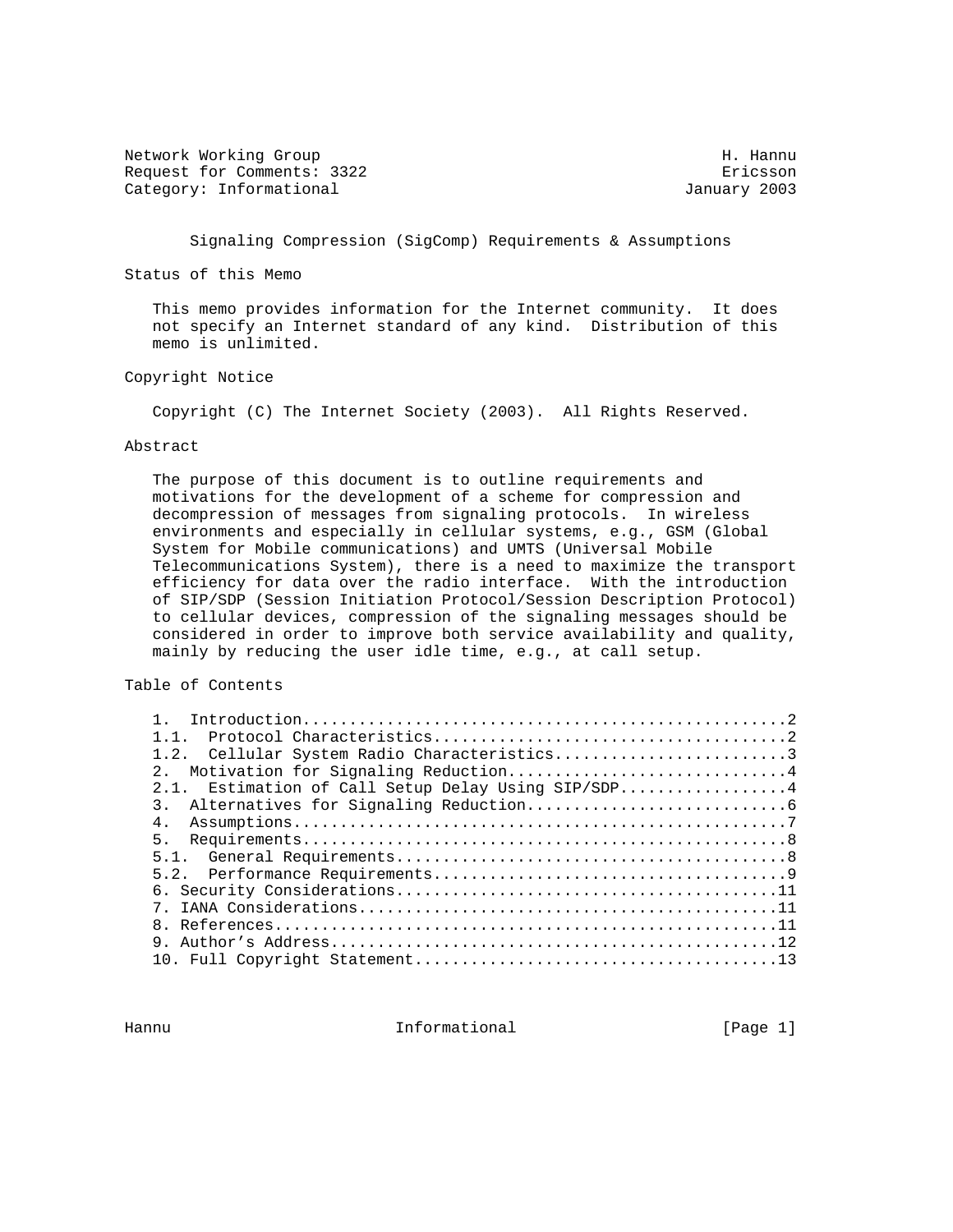Network Working Group H. Hannu
Request for Comments: 3322 Ericsson
Category: Informational January 2003

# Signaling Compression (SigComp) Requirements & Assumptions

## Status of this Memo

This memo provides information for the Internet community. It does not specify an Internet standard of any kind. Distribution of this memo is unlimited.

## Copyright Notice

Copyright (C) The Internet Society (2003). All Rights Reserved.

## Abstract

The purpose of this document is to outline requirements and motivations for the development of a scheme for compression and decompression of messages from signaling protocols. In wireless environments and especially in cellular systems, e.g., GSM (Global System for Mobile communications) and UMTS (Universal Mobile Telecommunications System), there is a need to maximize the transport efficiency for data over the radio interface. With the introduction of SIP/SDP (Session Initiation Protocol/Session Description Protocol) to cellular devices, compression of the signaling messages should be considered in order to improve both service availability and quality, mainly by reducing the user idle time, e.g., at call setup.

## Table of Contents

1. Introduction....................................................2
   1.1. Protocol Characteristics.....................................2
   1.2. Cellular System Radio Characteristics.........................3
2. Motivation for Signaling Reduction.............................4
   2.1. Estimation of Call Setup Delay Using SIP/SDP..................4
3. Alternatives for Signaling Reduction............................6
4. Assumptions....................................................7
5. Requirements...................................................8
   5.1. General Requirements..........................................8
   5.2. Performance Requirements......................................9
6. Security Considerations........................................11
7. IANA Considerations............................................11
8. References.....................................................11
9. Author's Address...............................................12
10. Full Copyright Statement......................................13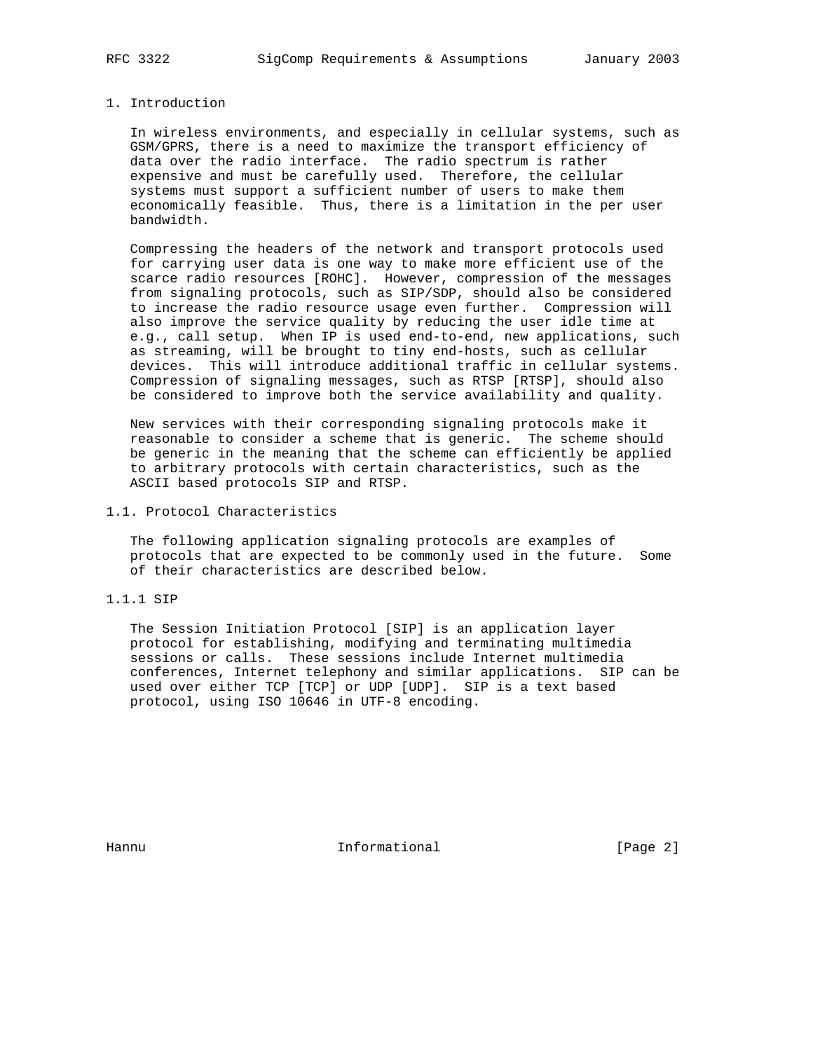# 1. Introduction

In wireless environments, and especially in cellular systems, such as GSM/GPRS, there is a need to maximize the transport efficiency of data over the radio interface. The radio spectrum is rather expensive and must be carefully used. Therefore, the cellular systems must support a sufficient number of users to make them economically feasible. Thus, there is a limitation in the per user bandwidth.

Compressing the headers of the network and transport protocols used for carrying user data is one way to make more efficient use of the scarce radio resources [ROHC]. However, compression of the messages from signaling protocols, such as SIP/SDP, should also be considered to increase the radio resource usage even further. Compression will also improve the service quality by reducing the user idle time at e.g., call setup. When IP is used end-to-end, new applications, such as streaming, will be brought to tiny end-hosts, such as cellular devices. This will introduce additional traffic in cellular systems. Compression of signaling messages, such as RTSP [RTSP], should also be considered to improve both the service availability and quality.

New services with their corresponding signaling protocols make it reasonable to consider a scheme that is generic. The scheme should be generic in the meaning that the scheme can efficiently be applied to arbitrary protocols with certain characteristics, such as the ASCII based protocols SIP and RTSP.

## 1.1. Protocol Characteristics

The following application signaling protocols are examples of protocols that are expected to be commonly used in the future. Some of their characteristics are described below.

### 1.1.1 SIP

The Session Initiation Protocol [SIP] is an application layer protocol for establishing, modifying and terminating multimedia sessions or calls. These sessions include Internet multimedia conferences, Internet telephony and similar applications. SIP can be used over either TCP [TCP] or UDP [UDP]. SIP is a text based protocol, using ISO 10646 in UTF-8 encoding.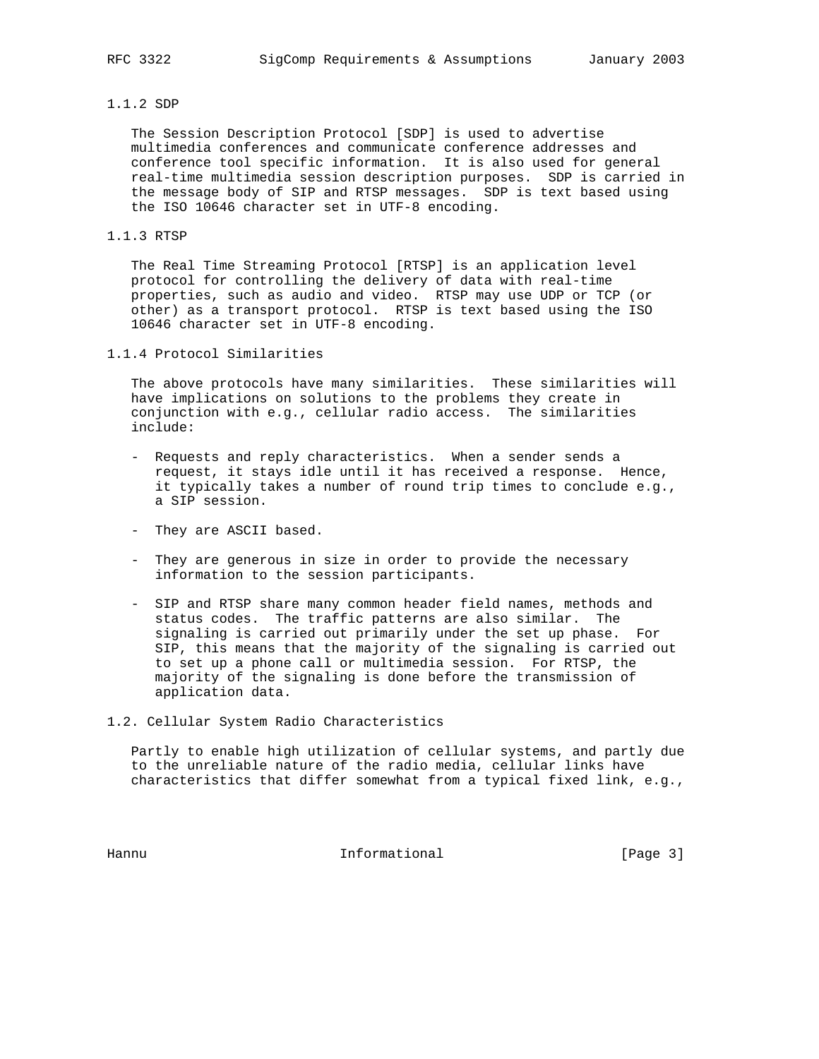### 1.1.2 SDP

The Session Description Protocol [SDP] is used to advertise multimedia conferences and communicate conference addresses and conference tool specific information. It is also used for general real-time multimedia session description purposes. SDP is carried in the message body of SIP and RTSP messages. SDP is text based using the ISO 10646 character set in UTF-8 encoding.

### 1.1.3 RTSP

The Real Time Streaming Protocol [RTSP] is an application level protocol for controlling the delivery of data with real-time properties, such as audio and video. RTSP may use UDP or TCP (or other) as a transport protocol. RTSP is text based using the ISO 10646 character set in UTF-8 encoding.

### 1.1.4 Protocol Similarities

The above protocols have many similarities. These similarities will have implications on solutions to the problems they create in conjunction with e.g., cellular radio access. The similarities include:

- Requests and reply characteristics. When a sender sends a request, it stays idle until it has received a response. Hence, it typically takes a number of round trip times to conclude e.g., a SIP session.

- They are ASCII based.

- They are generous in size in order to provide the necessary information to the session participants.

- SIP and RTSP share many common header field names, methods and status codes. The traffic patterns are also similar. The signaling is carried out primarily under the set up phase. For SIP, this means that the majority of the signaling is carried out to set up a phone call or multimedia session. For RTSP, the majority of the signaling is done before the transmission of application data.

## 1.2. Cellular System Radio Characteristics

Partly to enable high utilization of cellular systems, and partly due to the unreliable nature of the radio media, cellular links have characteristics that differ somewhat from a typical fixed link, e.g.,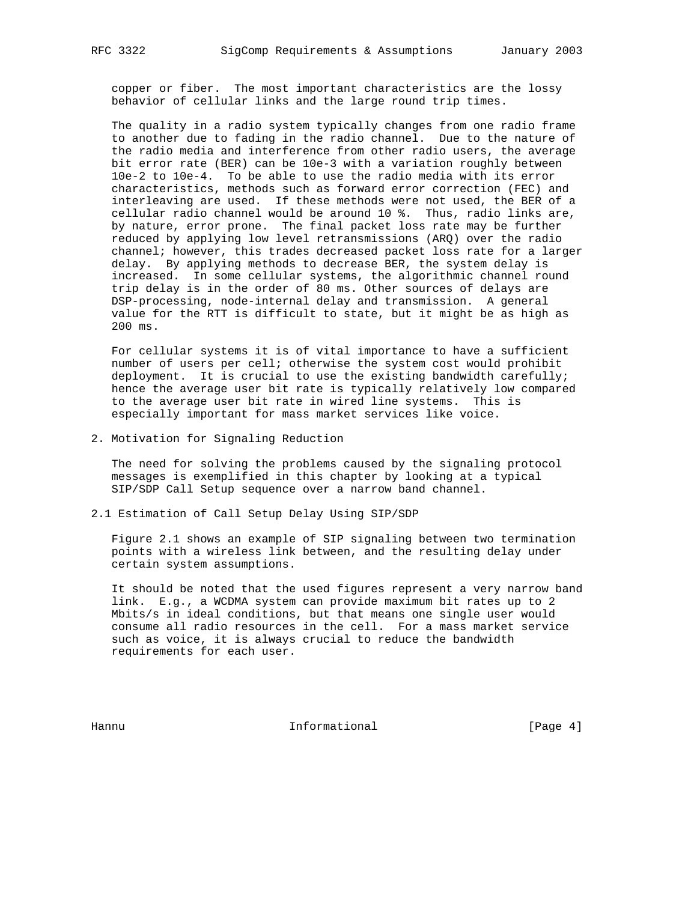copper or fiber. The most important characteristics are the lossy behavior of cellular links and the large round trip times.

The quality in a radio system typically changes from one radio frame to another due to fading in the radio channel. Due to the nature of the radio media and interference from other radio users, the average bit error rate (BER) can be 10e-3 with a variation roughly between 10e-2 to 10e-4. To be able to use the radio media with its error characteristics, methods such as forward error correction (FEC) and interleaving are used. If these methods were not used, the BER of a cellular radio channel would be around 10 %. Thus, radio links are, by nature, error prone. The final packet loss rate may be further reduced by applying low level retransmissions (ARQ) over the radio channel; however, this trades decreased packet loss rate for a larger delay. By applying methods to decrease BER, the system delay is increased. In some cellular systems, the algorithmic channel round trip delay is in the order of 80 ms. Other sources of delays are DSP-processing, node-internal delay and transmission. A general value for the RTT is difficult to state, but it might be as high as 200 ms.

For cellular systems it is of vital importance to have a sufficient number of users per cell; otherwise the system cost would prohibit deployment. It is crucial to use the existing bandwidth carefully; hence the average user bit rate is typically relatively low compared to the average user bit rate in wired line systems. This is especially important for mass market services like voice.

## 2. Motivation for Signaling Reduction

The need for solving the problems caused by the signaling protocol messages is exemplified in this chapter by looking at a typical SIP/SDP Call Setup sequence over a narrow band channel.

### 2.1 Estimation of Call Setup Delay Using SIP/SDP

Figure 2.1 shows an example of SIP signaling between two termination points with a wireless link between, and the resulting delay under certain system assumptions.

It should be noted that the used figures represent a very narrow band link. E.g., a WCDMA system can provide maximum bit rates up to 2 Mbits/s in ideal conditions, but that means one single user would consume all radio resources in the cell. For a mass market service such as voice, it is always crucial to reduce the bandwidth requirements for each user.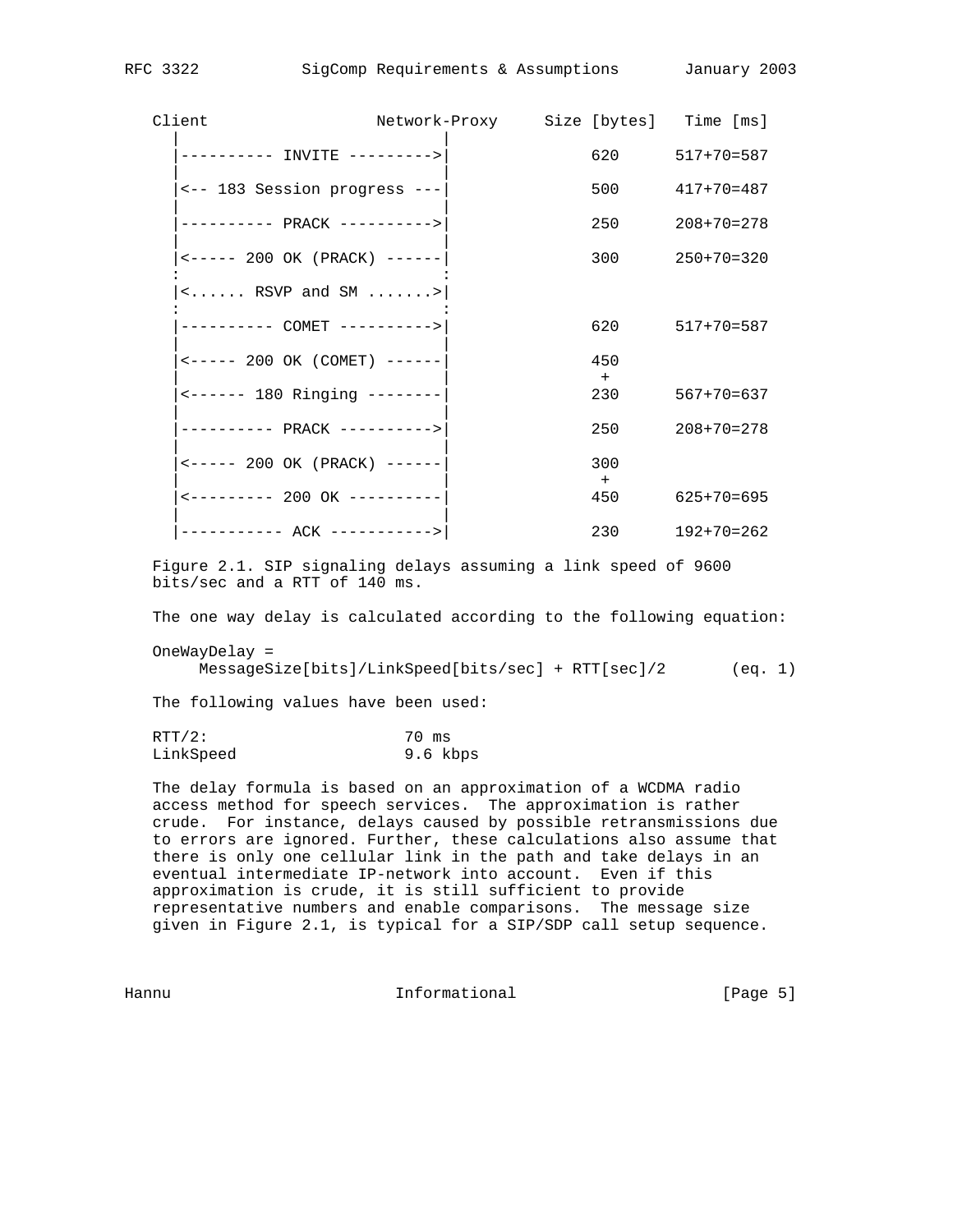```
   Client                  Network-Proxy     Size [bytes]   Time [ms]
     |                          |
     |---------- INVITE --------->|             620      517+70=587
     |                          |
     |<-- 183 Session progress ---|             500      417+70=487
     |                          |
     |---------- PRACK ---------->|             250      208+70=278
     |                          |
     |<----- 200 OK (PRACK) ------|             300      250+70=320
     :                          :
     |<...... RSVP and SM .......>|
     :                          :
     |---------- COMET ---------->|             620      517+70=587
     |                          |
     |<----- 200 OK (COMET) ------|             450
     |                          |              +
     |<------ 180 Ringing --------|             230      567+70=637
     |                          |
     |---------- PRACK ---------->|             250      208+70=278
     |                          |
     |<----- 200 OK (PRACK) ------|             300
     |                          |              +
     |<--------- 200 OK ----------|             450      625+70=695
     |                          |
     |----------- ACK ----------->|             230      192+70=262
```

Figure 2.1. SIP signaling delays assuming a link speed of 9600 bits/sec and a RTT of 140 ms.

The one way delay is calculated according to the following equation:

$$OneWayDelay = MessageSize[bits]/LinkSpeed[bits/sec] + RTT[sec]/2 \qquad \text{(eq. 1)}$$

The following values have been used:

```
RTT/2:                  70 ms
LinkSpeed               9.6 kbps
```

The delay formula is based on an approximation of a WCDMA radio access method for speech services. The approximation is rather crude. For instance, delays caused by possible retransmissions due to errors are ignored. Further, these calculations also assume that there is only one cellular link in the path and take delays in an eventual intermediate IP-network into account. Even if this approximation is crude, it is still sufficient to provide representative numbers and enable comparisons. The message size given in Figure 2.1, is typical for a SIP/SDP call setup sequence.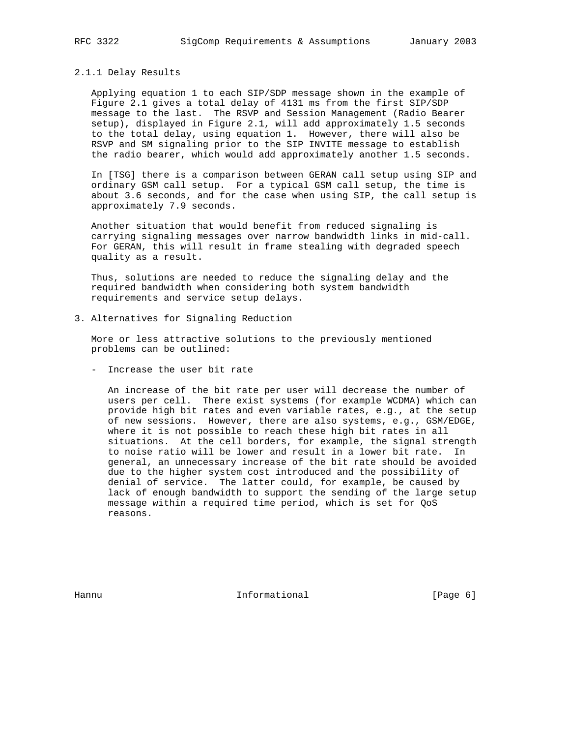### 2.1.1 Delay Results

Applying equation 1 to each SIP/SDP message shown in the example of Figure 2.1 gives a total delay of 4131 ms from the first SIP/SDP message to the last. The RSVP and Session Management (Radio Bearer setup), displayed in Figure 2.1, will add approximately 1.5 seconds to the total delay, using equation 1. However, there will also be RSVP and SM signaling prior to the SIP INVITE message to establish the radio bearer, which would add approximately another 1.5 seconds.

In [TSG] there is a comparison between GERAN call setup using SIP and ordinary GSM call setup. For a typical GSM call setup, the time is about 3.6 seconds, and for the case when using SIP, the call setup is approximately 7.9 seconds.

Another situation that would benefit from reduced signaling is carrying signaling messages over narrow bandwidth links in mid-call. For GERAN, this will result in frame stealing with degraded speech quality as a result.

Thus, solutions are needed to reduce the signaling delay and the required bandwidth when considering both system bandwidth requirements and service setup delays.

## 3. Alternatives for Signaling Reduction

More or less attractive solutions to the previously mentioned problems can be outlined:

- Increase the user bit rate

  An increase of the bit rate per user will decrease the number of users per cell. There exist systems (for example WCDMA) which can provide high bit rates and even variable rates, e.g., at the setup of new sessions. However, there are also systems, e.g., GSM/EDGE, where it is not possible to reach these high bit rates in all situations. At the cell borders, for example, the signal strength to noise ratio will be lower and result in a lower bit rate. In general, an unnecessary increase of the bit rate should be avoided due to the higher system cost introduced and the possibility of denial of service. The latter could, for example, be caused by lack of enough bandwidth to support the sending of the large setup message within a required time period, which is set for QoS reasons.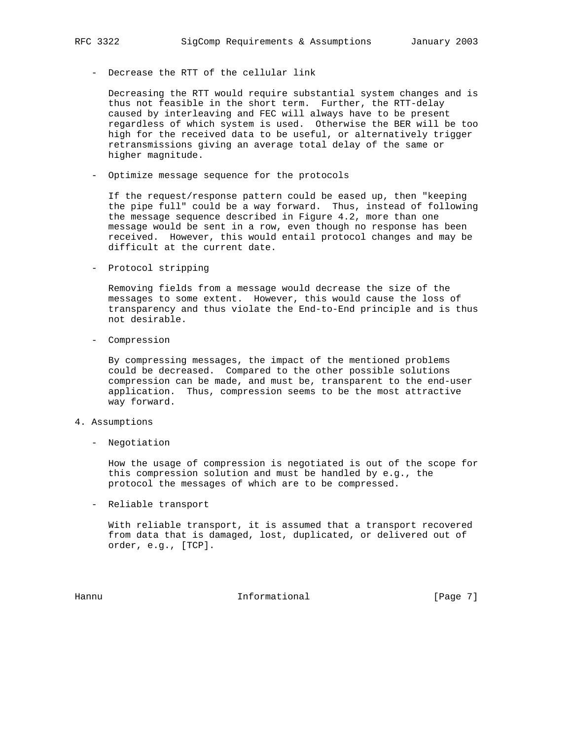- Decrease the RTT of the cellular link

  Decreasing the RTT would require substantial system changes and is thus not feasible in the short term. Further, the RTT-delay caused by interleaving and FEC will always have to be present regardless of which system is used. Otherwise the BER will be too high for the received data to be useful, or alternatively trigger retransmissions giving an average total delay of the same or higher magnitude.

- Optimize message sequence for the protocols

  If the request/response pattern could be eased up, then "keeping the pipe full" could be a way forward. Thus, instead of following the message sequence described in Figure 4.2, more than one message would be sent in a row, even though no response has been received. However, this would entail protocol changes and may be difficult at the current date.

- Protocol stripping

  Removing fields from a message would decrease the size of the messages to some extent. However, this would cause the loss of transparency and thus violate the End-to-End principle and is thus not desirable.

- Compression

  By compressing messages, the impact of the mentioned problems could be decreased. Compared to the other possible solutions compression can be made, and must be, transparent to the end-user application. Thus, compression seems to be the most attractive way forward.

## 4. Assumptions

- Negotiation

  How the usage of compression is negotiated is out of the scope for this compression solution and must be handled by e.g., the protocol the messages of which are to be compressed.

- Reliable transport

  With reliable transport, it is assumed that a transport recovered from data that is damaged, lost, duplicated, or delivered out of order, e.g., [TCP].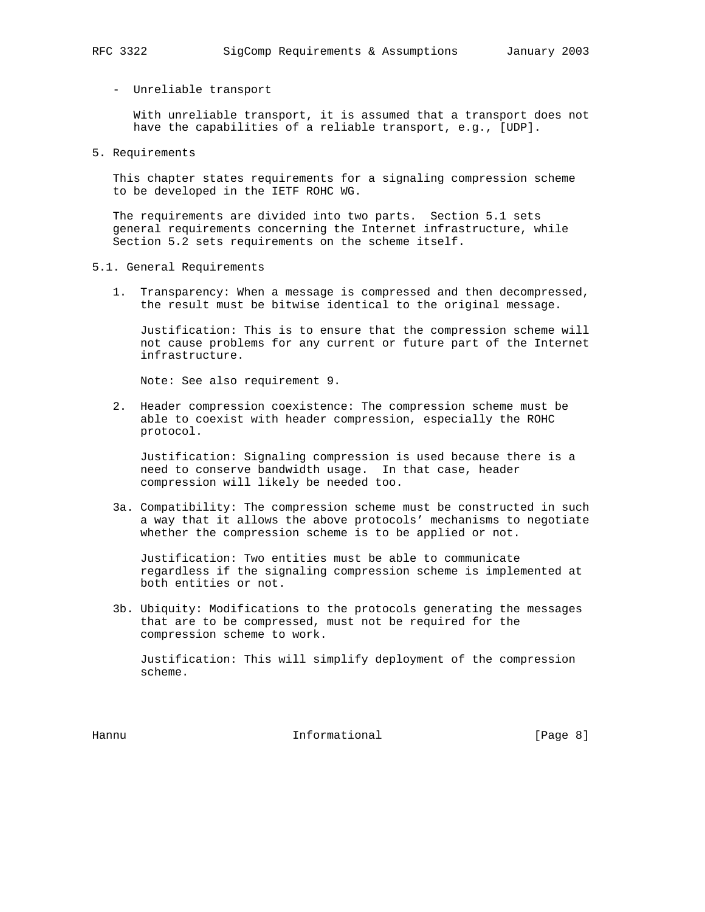- Unreliable transport

  With unreliable transport, it is assumed that a transport does not have the capabilities of a reliable transport, e.g., [UDP].

## 5. Requirements

This chapter states requirements for a signaling compression scheme to be developed in the IETF ROHC WG.

The requirements are divided into two parts. Section 5.1 sets general requirements concerning the Internet infrastructure, while Section 5.2 sets requirements on the scheme itself.

### 5.1. General Requirements

1. Transparency: When a message is compressed and then decompressed, the result must be bitwise identical to the original message.

   Justification: This is to ensure that the compression scheme will not cause problems for any current or future part of the Internet infrastructure.

   Note: See also requirement 9.

2. Header compression coexistence: The compression scheme must be able to coexist with header compression, especially the ROHC protocol.

   Justification: Signaling compression is used because there is a need to conserve bandwidth usage. In that case, header compression will likely be needed too.

3a. Compatibility: The compression scheme must be constructed in such a way that it allows the above protocols’ mechanisms to negotiate whether the compression scheme is to be applied or not.

   Justification: Two entities must be able to communicate regardless if the signaling compression scheme is implemented at both entities or not.

3b. Ubiquity: Modifications to the protocols generating the messages that are to be compressed, must not be required for the compression scheme to work.

   Justification: This will simplify deployment of the compression scheme.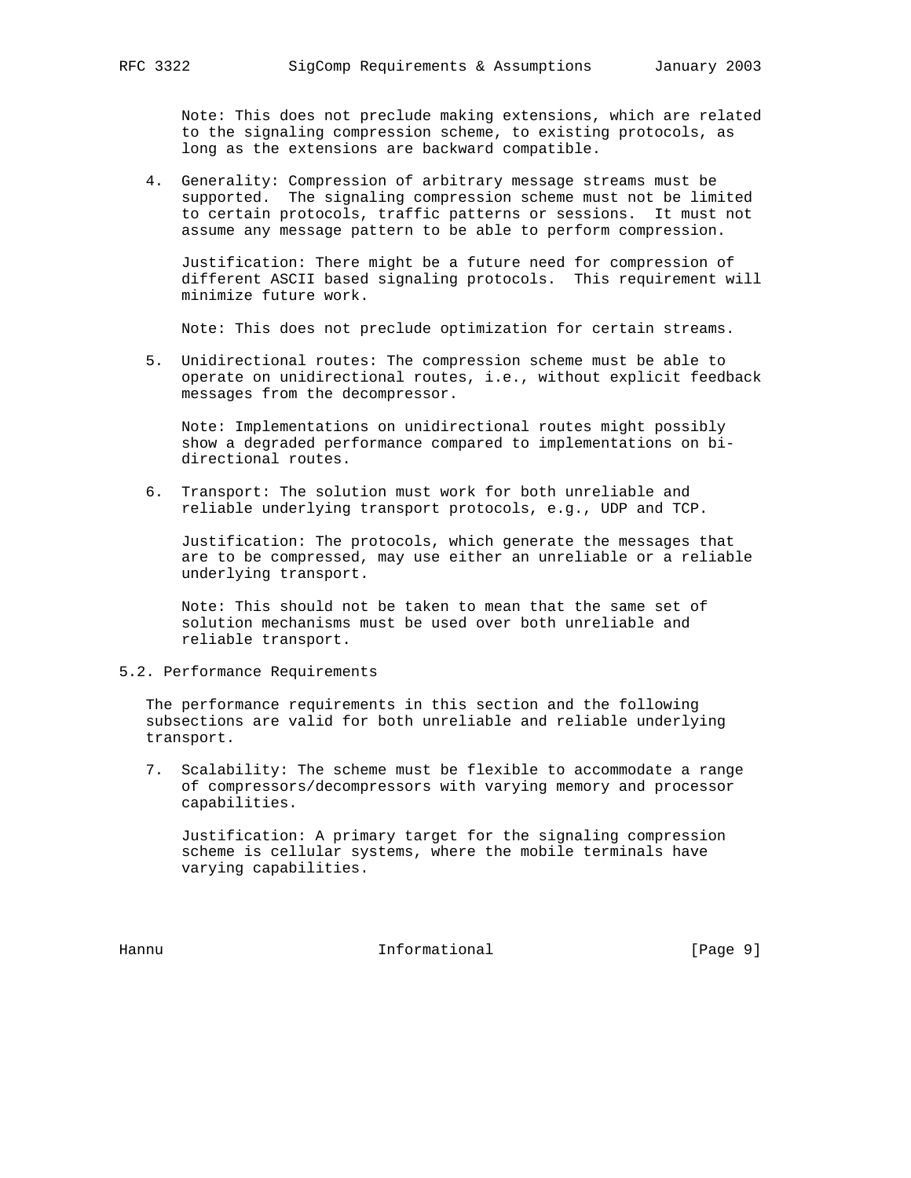Note: This does not preclude making extensions, which are related to the signaling compression scheme, to existing protocols, as long as the extensions are backward compatible.

4. Generality: Compression of arbitrary message streams must be supported. The signaling compression scheme must not be limited to certain protocols, traffic patterns or sessions. It must not assume any message pattern to be able to perform compression.

   Justification: There might be a future need for compression of different ASCII based signaling protocols. This requirement will minimize future work.

   Note: This does not preclude optimization for certain streams.

5. Unidirectional routes: The compression scheme must be able to operate on unidirectional routes, i.e., without explicit feedback messages from the decompressor.

   Note: Implementations on unidirectional routes might possibly show a degraded performance compared to implementations on bi-directional routes.

6. Transport: The solution must work for both unreliable and reliable underlying transport protocols, e.g., UDP and TCP.

   Justification: The protocols, which generate the messages that are to be compressed, may use either an unreliable or a reliable underlying transport.

   Note: This should not be taken to mean that the same set of solution mechanisms must be used over both unreliable and reliable transport.

## 5.2. Performance Requirements

The performance requirements in this section and the following subsections are valid for both unreliable and reliable underlying transport.

7. Scalability: The scheme must be flexible to accommodate a range of compressors/decompressors with varying memory and processor capabilities.

   Justification: A primary target for the signaling compression scheme is cellular systems, where the mobile terminals have varying capabilities.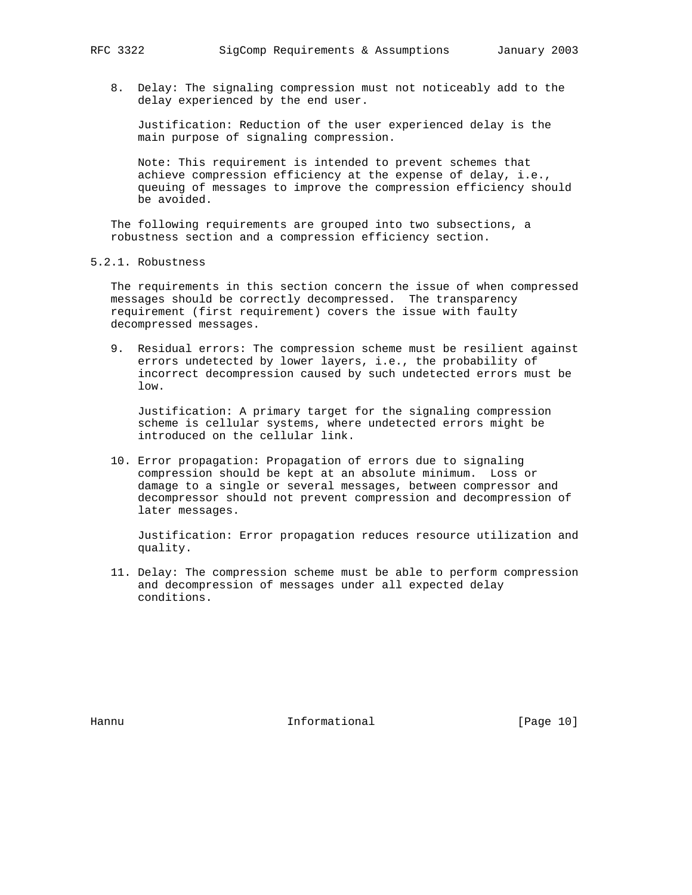8. Delay: The signaling compression must not noticeably add to the delay experienced by the end user.

   Justification: Reduction of the user experienced delay is the main purpose of signaling compression.

   Note: This requirement is intended to prevent schemes that achieve compression efficiency at the expense of delay, i.e., queuing of messages to improve the compression efficiency should be avoided.

The following requirements are grouped into two subsections, a robustness section and a compression efficiency section.

### 5.2.1. Robustness

The requirements in this section concern the issue of when compressed messages should be correctly decompressed. The transparency requirement (first requirement) covers the issue with faulty decompressed messages.

9. Residual errors: The compression scheme must be resilient against errors undetected by lower layers, i.e., the probability of incorrect decompression caused by such undetected errors must be low.

   Justification: A primary target for the signaling compression scheme is cellular systems, where undetected errors might be introduced on the cellular link.

10. Error propagation: Propagation of errors due to signaling compression should be kept at an absolute minimum. Loss or damage to a single or several messages, between compressor and decompressor should not prevent compression and decompression of later messages.

    Justification: Error propagation reduces resource utilization and quality.

11. Delay: The compression scheme must be able to perform compression and decompression of messages under all expected delay conditions.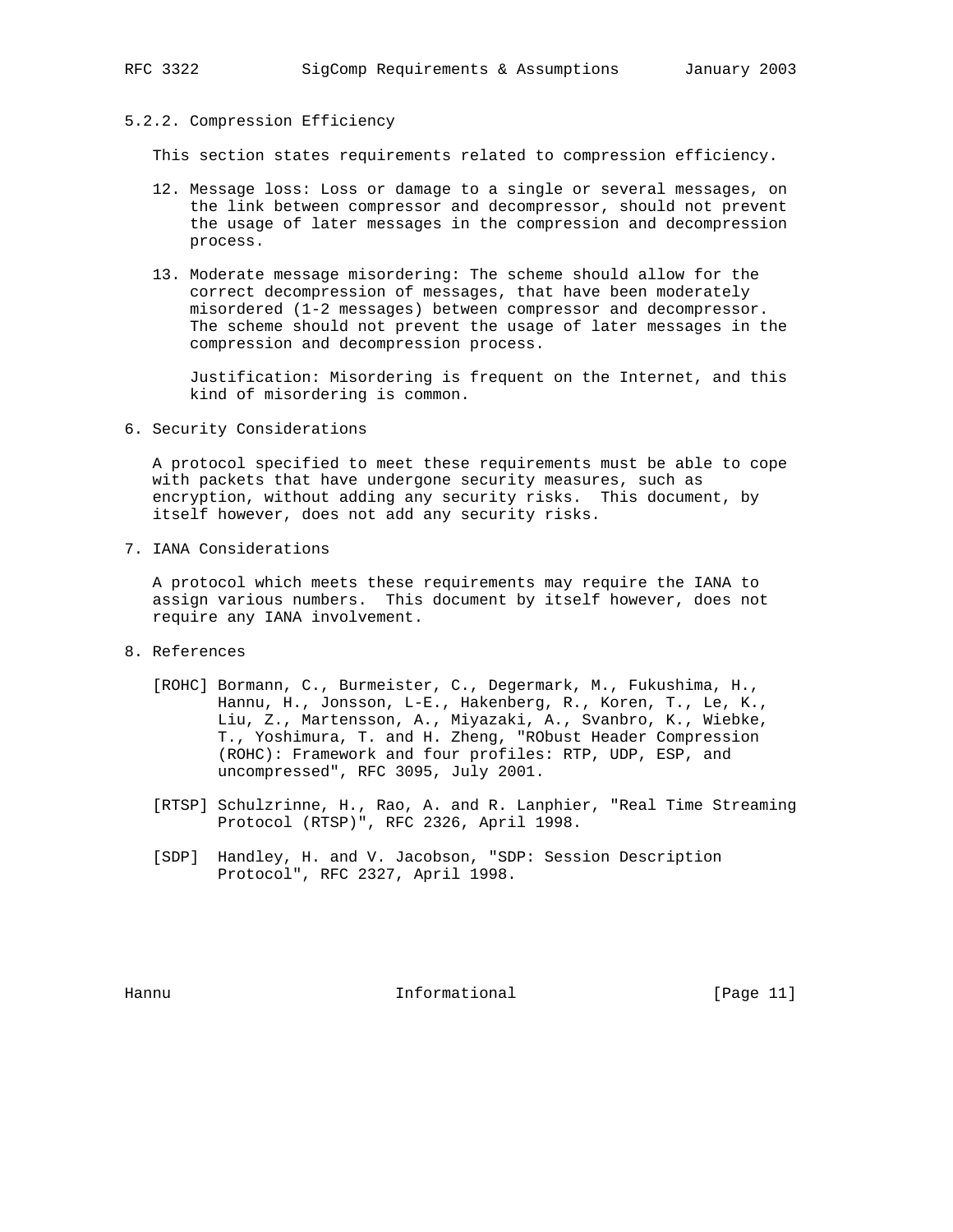### 5.2.2. Compression Efficiency

This section states requirements related to compression efficiency.

12. Message loss: Loss or damage to a single or several messages, on the link between compressor and decompressor, should not prevent the usage of later messages in the compression and decompression process.

13. Moderate message misordering: The scheme should allow for the correct decompression of messages, that have been moderately misordered (1-2 messages) between compressor and decompressor. The scheme should not prevent the usage of later messages in the compression and decompression process.

    Justification: Misordering is frequent on the Internet, and this kind of misordering is common.

## 6. Security Considerations

A protocol specified to meet these requirements must be able to cope with packets that have undergone security measures, such as encryption, without adding any security risks. This document, by itself however, does not add any security risks.

## 7. IANA Considerations

A protocol which meets these requirements may require the IANA to assign various numbers. This document by itself however, does not require any IANA involvement.

## 8. References

[ROHC] Bormann, C., Burmeister, C., Degermark, M., Fukushima, H., Hannu, H., Jonsson, L-E., Hakenberg, R., Koren, T., Le, K., Liu, Z., Martensson, A., Miyazaki, A., Svanbro, K., Wiebke, T., Yoshimura, T. and H. Zheng, "RObust Header Compression (ROHC): Framework and four profiles: RTP, UDP, ESP, and uncompressed", RFC 3095, July 2001.

[RTSP] Schulzrinne, H., Rao, A. and R. Lanphier, "Real Time Streaming Protocol (RTSP)", RFC 2326, April 1998.

[SDP] Handley, H. and V. Jacobson, "SDP: Session Description Protocol", RFC 2327, April 1998.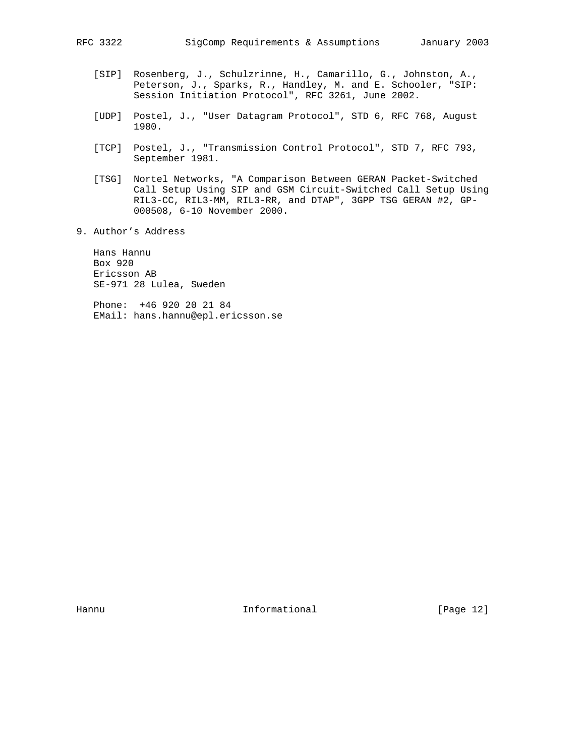[SIP] Rosenberg, J., Schulzrinne, H., Camarillo, G., Johnston, A., Peterson, J., Sparks, R., Handley, M. and E. Schooler, "SIP: Session Initiation Protocol", RFC 3261, June 2002.

[UDP] Postel, J., "User Datagram Protocol", STD 6, RFC 768, August 1980.

[TCP] Postel, J., "Transmission Control Protocol", STD 7, RFC 793, September 1981.

[TSG] Nortel Networks, "A Comparison Between GERAN Packet-Switched Call Setup Using SIP and GSM Circuit-Switched Call Setup Using RIL3-CC, RIL3-MM, RIL3-RR, and DTAP", 3GPP TSG GERAN #2, GP-000508, 6-10 November 2000.

## 9. Author's Address

Hans Hannu
Box 920
Ericsson AB
SE-971 28 Lulea, Sweden

Phone: +46 920 20 21 84
EMail: hans.hannu@epl.ericsson.se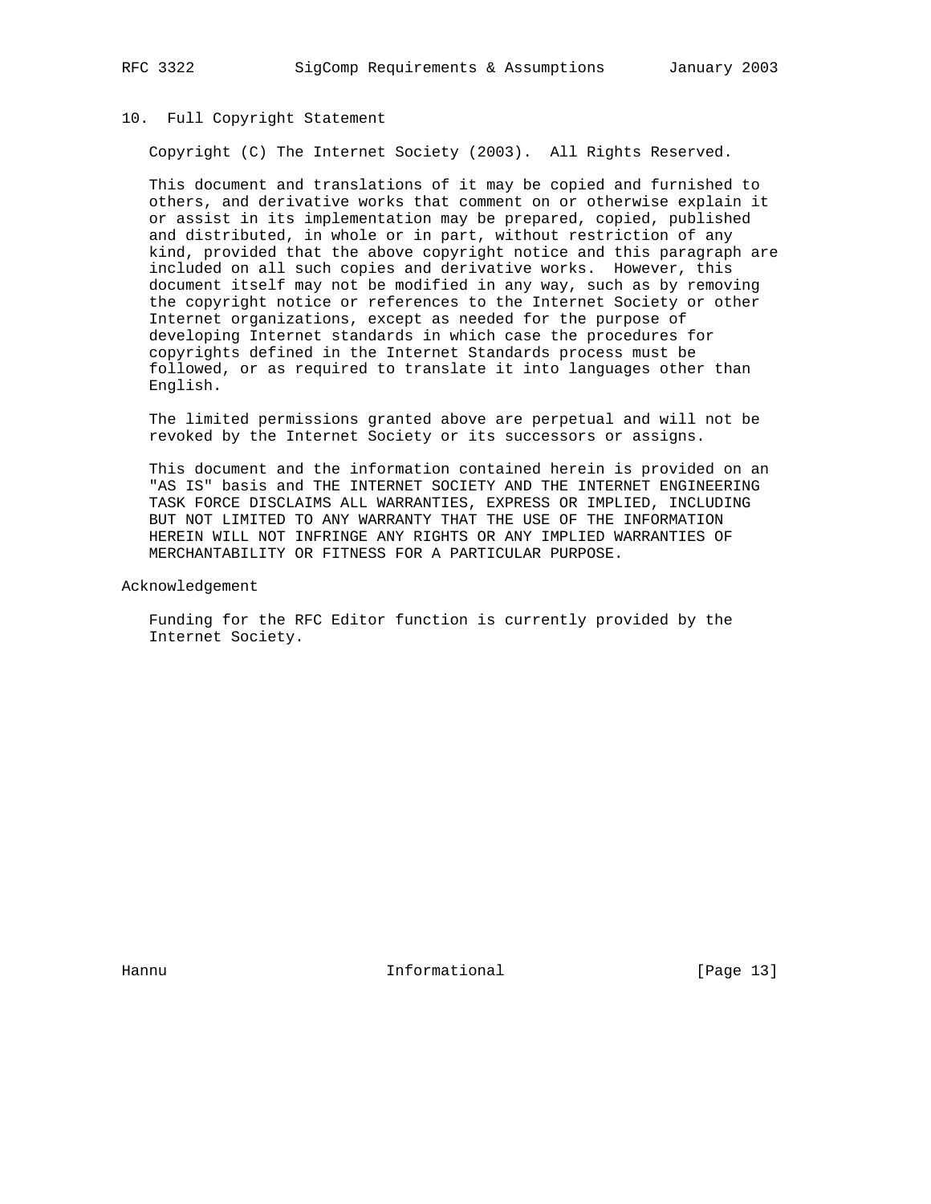## 10. Full Copyright Statement

Copyright (C) The Internet Society (2003). All Rights Reserved.

This document and translations of it may be copied and furnished to others, and derivative works that comment on or otherwise explain it or assist in its implementation may be prepared, copied, published and distributed, in whole or in part, without restriction of any kind, provided that the above copyright notice and this paragraph are included on all such copies and derivative works. However, this document itself may not be modified in any way, such as by removing the copyright notice or references to the Internet Society or other Internet organizations, except as needed for the purpose of developing Internet standards in which case the procedures for copyrights defined in the Internet Standards process must be followed, or as required to translate it into languages other than English.

The limited permissions granted above are perpetual and will not be revoked by the Internet Society or its successors or assigns.

This document and the information contained herein is provided on an "AS IS" basis and THE INTERNET SOCIETY AND THE INTERNET ENGINEERING TASK FORCE DISCLAIMS ALL WARRANTIES, EXPRESS OR IMPLIED, INCLUDING BUT NOT LIMITED TO ANY WARRANTY THAT THE USE OF THE INFORMATION HEREIN WILL NOT INFRINGE ANY RIGHTS OR ANY IMPLIED WARRANTIES OF MERCHANTABILITY OR FITNESS FOR A PARTICULAR PURPOSE.

## Acknowledgement

Funding for the RFC Editor function is currently provided by the Internet Society.